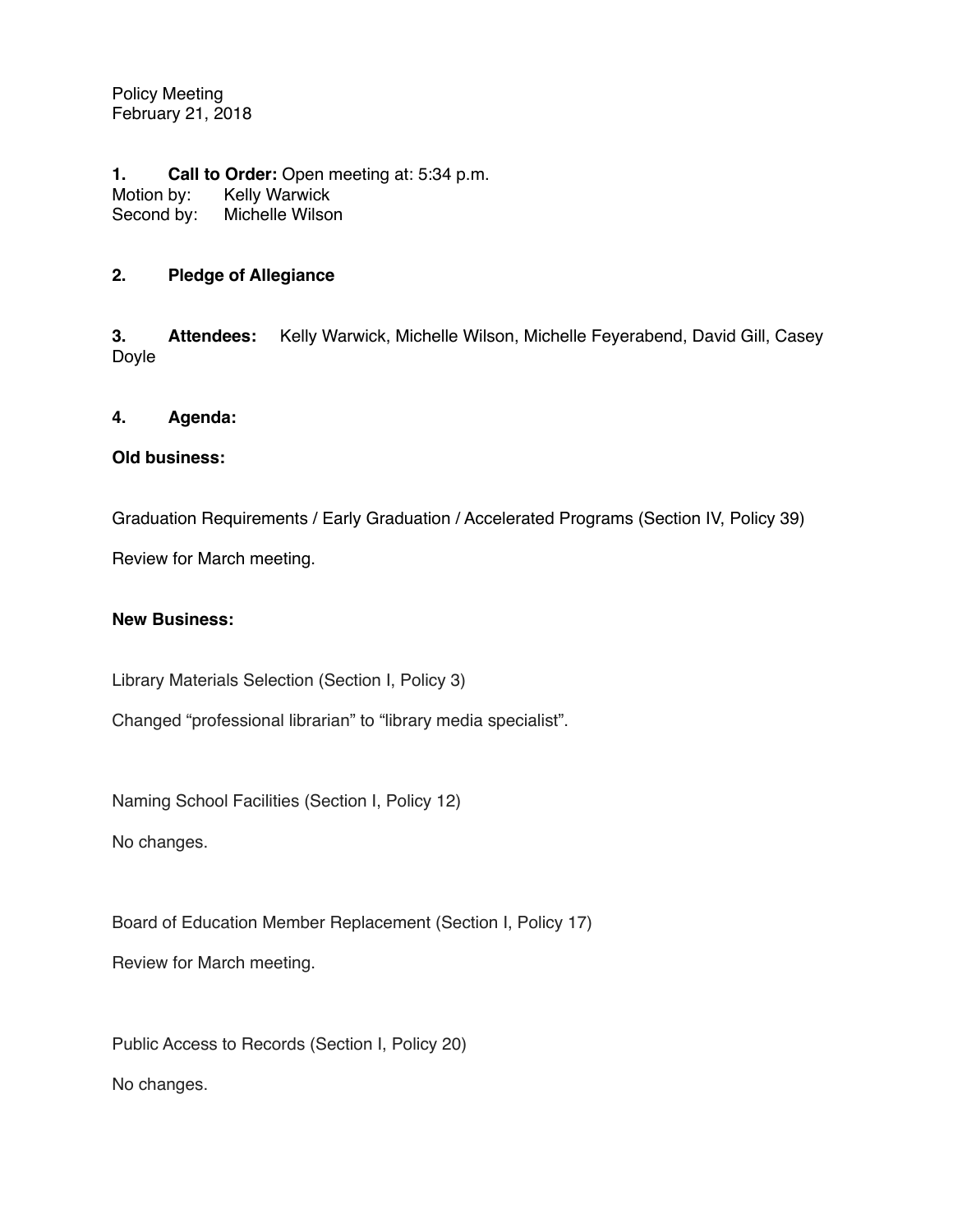Policy Meeting
February 21, 2018

**1. Call to Order:** Open meeting at: 5:34 p.m.
Motion by: Kelly Warwick
Second by: Michelle Wilson

**2. Pledge of Allegiance**

**3. Attendees:** Kelly Warwick, Michelle Wilson, Michelle Feyerabend, David Gill, Casey Doyle

**4. Agenda:**

**Old business:**

Graduation Requirements / Early Graduation / Accelerated Programs (Section IV, Policy 39)

Review for March meeting.

**New Business:**

Library Materials Selection (Section I, Policy 3)

Changed "professional librarian" to "library media specialist".

Naming School Facilities (Section I, Policy 12)

No changes.

Board of Education Member Replacement (Section I, Policy 17)

Review for March meeting.

Public Access to Records (Section I, Policy 20)

No changes.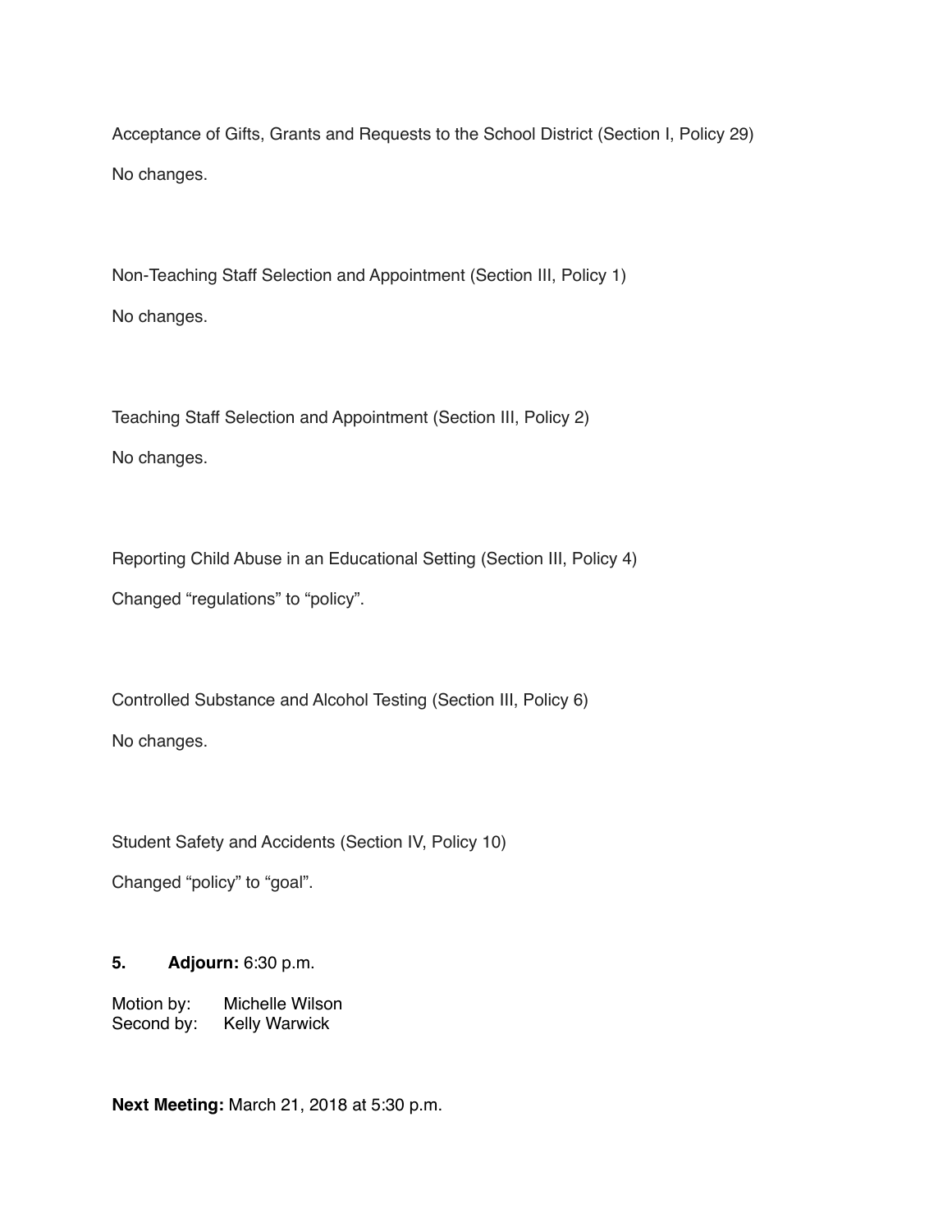Acceptance of Gifts, Grants and Requests to the School District (Section I, Policy 29)

No changes.

Non-Teaching Staff Selection and Appointment (Section III, Policy 1)

No changes.

Teaching Staff Selection and Appointment (Section III, Policy 2)

No changes.

Reporting Child Abuse in an Educational Setting (Section III, Policy 4)

Changed "regulations" to "policy".

Controlled Substance and Alcohol Testing (Section III, Policy 6)

No changes.

Student Safety and Accidents (Section IV, Policy 10)

Changed "policy" to "goal".

**5. Adjourn:** 6:30 p.m.

Motion by: Michelle Wilson
Second by: Kelly Warwick

**Next Meeting:** March 21, 2018 at 5:30 p.m.